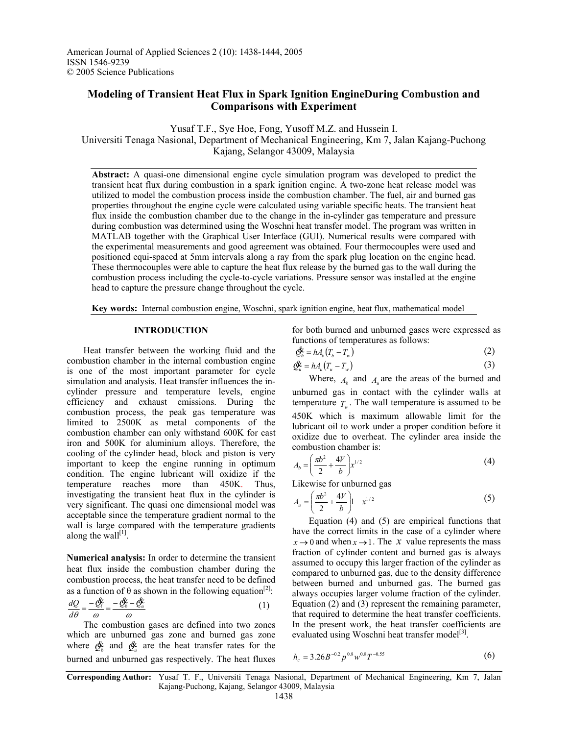# Modeling of Transient Heat Flux in Spark Ignition EngineDuring Combustion and Comparisons with Experiment

Yusaf T.F., Sye Hoe, Fong, Yusoff M.Z. and Hussein I.
Universiti Tenaga Nasional, Department of Mechanical Engineering, Km 7, Jalan Kajang-Puchong Kajang, Selangor 43009, Malaysia

**Abstract:** A quasi-one dimensional engine cycle simulation program was developed to predict the transient heat flux during combustion in a spark ignition engine. A two-zone heat release model was utilized to model the combustion process inside the combustion chamber. The fuel, air and burned gas properties throughout the engine cycle were calculated using variable specific heats. The transient heat flux inside the combustion chamber due to the change in the in-cylinder gas temperature and pressure during combustion was determined using the Woschni heat transfer model. The program was written in MATLAB together with the Graphical User Interface (GUI). Numerical results were compared with the experimental measurements and good agreement was obtained. Four thermocouples were used and positioned equi-spaced at 5mm intervals along a ray from the spark plug location on the engine head. These thermocouples were able to capture the heat flux release by the burned gas to the wall during the combustion process including the cycle-to-cycle variations. Pressure sensor was installed at the engine head to capture the pressure change throughout the cycle.

**Key words:** Internal combustion engine, Woschni, spark ignition engine, heat flux, mathematical model

## INTRODUCTION

Heat transfer between the working fluid and the combustion chamber in the internal combustion engine is one of the most important parameter for cycle simulation and analysis. Heat transfer influences the in-cylinder pressure and temperature levels, engine efficiency and exhaust emissions. During the combustion process, the peak gas temperature was limited to 2500K as metal components of the combustion chamber can only withstand 600K for cast iron and 500K for aluminium alloys. Therefore, the cooling of the cylinder head, block and piston is very important to keep the engine running in optimum condition. The engine lubricant will oxidize if the temperature reaches more than 450K. Thus, investigating the transient heat flux in the cylinder is very significant. The quasi one dimensional model was acceptable since the temperature gradient normal to the wall is large compared with the temperature gradients along the wall[1].

**Numerical analysis:** In order to determine the transient heat flux inside the combustion chamber during the combustion process, the heat transfer need to be defined as a function of θ as shown in the following equation[2]:

$$\frac{dQ}{d\theta} = \frac{-\dot{Q}_l}{\omega} = \frac{-\dot{Q}_b - \dot{Q}_u}{\omega} \tag{1}$$

The combustion gases are defined into two zones which are unburned gas zone and burned gas zone where $\dot{Q}_b$ and $\dot{Q}_u$ are the heat transfer rates for the burned and unburned gas respectively. The heat fluxes for both burned and unburned gases were expressed as functions of temperatures as follows:

$$\dot{Q}_b = hA_b\left(T_b - T_w\right) \tag{2}$$

$$\dot{Q}_u = hA_u\left(T_u - T_w\right) \tag{3}$$

Where, $A_b$ and $A_u$ are the areas of the burned and unburned gas in contact with the cylinder walls at temperature $T_w$. The wall temperature is assumed to be 450K which is maximum allowable limit for the lubricant oil to work under a proper condition before it oxidize due to overheat. The cylinder area inside the combustion chamber is:

$$A_b = \left(\frac{\pi b^2}{2} + \frac{4V}{b}\right)x^{1/2} \tag{4}$$

Likewise for unburned gas

$$A_u = \left(\frac{\pi b^2}{2} + \frac{4V}{b}\right)1 - x^{1/2} \tag{5}$$

Equation (4) and (5) are empirical functions that have the correct limits in the case of a cylinder where $x \to 0$ and when $x \to 1$. The $x$ value represents the mass fraction of cylinder content and burned gas is always assumed to occupy this larger fraction of the cylinder as compared to unburned gas, due to the density difference between burned and unburned gas. The burned gas always occupies larger volume fraction of the cylinder. Equation (2) and (3) represent the remaining parameter, that required to determine the heat transfer coefficients. In the present work, the heat transfer coefficients are evaluated using Woschni heat transfer model[3].

$$h_c = 3.26B^{-0.2}p^{0.8}w^{0.8}T^{-0.55} \tag{6}$$

**Corresponding Author:** Yusaf T. F., Universiti Tenaga Nasional, Department of Mechanical Engineering, Km 7, Jalan Kajang-Puchong, Kajang, Selangor 43009, Malaysia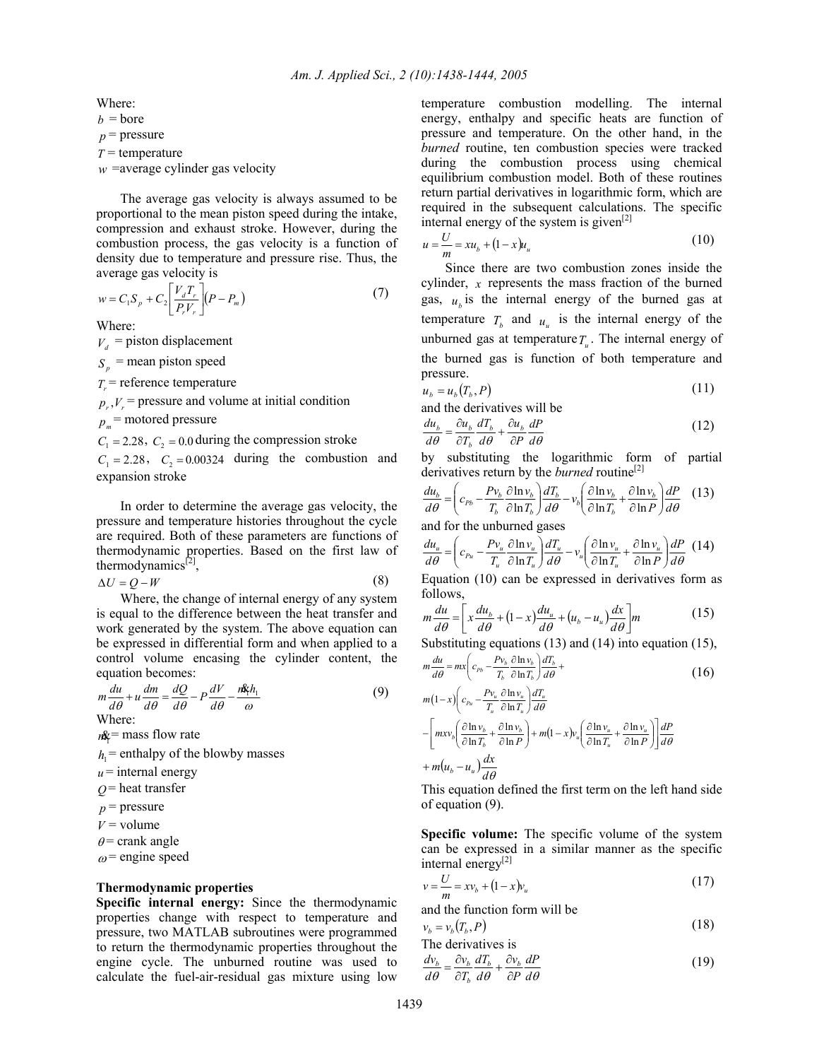Where:
$b$ = bore
$p$ = pressure
$T$ = temperature
$w$ =average cylinder gas velocity

The average gas velocity is always assumed to be proportional to the mean piston speed during the intake, compression and exhaust stroke. However, during the combustion process, the gas velocity is a function of density due to temperature and pressure rise. Thus, the average gas velocity is

$$w = C_1 S_p + C_2 \left[\frac{V_d T_r}{P_r V_r}\right](P - P_m) \tag{7}$$

Where:
$V_d$ = piston displacement
$S_p$ = mean piston speed
$T_r$ = reference temperature
$p_r, V_r$ = pressure and volume at initial condition
$p_m$ = motored pressure
$C_1 = 2.28$, $C_2 = 0.0$ during the compression stroke
$C_1 = 2.28$, $C_2 = 0.00324$ during the combustion and expansion stroke

In order to determine the average gas velocity, the pressure and temperature histories throughout the cycle are required. Both of these parameters are functions of thermodynamic properties. Based on the first law of thermodynamics[2],

$$\Delta U = Q - W \tag{8}$$

Where, the change of internal energy of any system is equal to the difference between the heat transfer and work generated by the system. The above equation can be expressed in differential form and when applied to a control volume encasing the cylinder content, the equation becomes:

$$m\frac{du}{d\theta} + u\frac{dm}{d\theta} = \frac{dQ}{d\theta} - P\frac{dV}{d\theta} - \frac{\dot{m}_1 h_1}{\omega} \tag{9}$$

Where:
$\dot{m}_1$ = mass flow rate
$h_1$ = enthalpy of the blowby masses
$u$ = internal energy
$Q$ = heat transfer
$p$ = pressure
$V$ = volume
$\theta$ = crank angle
$\omega$ = engine speed

### Thermodynamic properties

**Specific internal energy:** Since the thermodynamic properties change with respect to temperature and pressure, two MATLAB subroutines were programmed to return the thermodynamic properties throughout the engine cycle. The unburned routine was used to calculate the fuel-air-residual gas mixture using low temperature combustion modelling. The internal energy, enthalpy and specific heats are function of pressure and temperature. On the other hand, in the *burned* routine, ten combustion species were tracked during the combustion process using chemical equilibrium combustion model. Both of these routines return partial derivatives in logarithmic form, which are required in the subsequent calculations. The specific internal energy of the system is given[2]

$$u = \frac{U}{m} = xu_b + (1 - x)u_u \tag{10}$$

Since there are two combustion zones inside the cylinder, $x$ represents the mass fraction of the burned gas, $u_b$ is the internal energy of the burned gas at temperature $T_b$ and $u_u$ is the internal energy of the unburned gas at temperature $T_u$. The internal energy of the burned gas is function of both temperature and pressure.

$$u_b = u_b(T_b, P) \tag{11}$$

and the derivatives will be

$$\frac{du_b}{d\theta} = \frac{\partial u_b}{\partial T_b}\frac{dT_b}{d\theta} + \frac{\partial u_b}{\partial P}\frac{dP}{d\theta} \tag{12}$$

by substituting the logarithmic form of partial derivatives return by the *burned* routine[2]

$$\frac{du_b}{d\theta} = \left(c_{Pb} - \frac{Pv_b}{T_b}\frac{\partial \ln v_b}{\partial \ln T_b}\right)\frac{dT_b}{d\theta} - v_b\left(\frac{\partial \ln v_b}{\partial \ln T_b} + \frac{\partial \ln v_b}{\partial \ln P}\right)\frac{dP}{d\theta} \tag{13}$$

and for the unburned gases

$$\frac{du_u}{d\theta} = \left(c_{Pu} - \frac{Pv_u}{T_u}\frac{\partial \ln v_u}{\partial \ln T_u}\right)\frac{dT_u}{d\theta} - v_u\left(\frac{\partial \ln v_u}{\partial \ln T_u} + \frac{\partial \ln v_u}{\partial \ln P}\right)\frac{dP}{d\theta} \tag{14}$$

Equation (10) can be expressed in derivatives form as follows,

$$m\frac{du}{d\theta} = \left[x\frac{du_b}{d\theta} + (1 - x)\frac{du_u}{d\theta} + (u_b - u_u)\frac{dx}{d\theta}\right]m \tag{15}$$

Substituting equations (13) and (14) into equation (15),

$$\begin{aligned} m\frac{du}{d\theta} = {} & mx\left(c_{Pb} - \frac{Pv_b}{T_b}\frac{\partial \ln v_b}{\partial \ln T_b}\right)\frac{dT_b}{d\theta} + \\ & m(1-x)\left(c_{Pu} - \frac{Pv_u}{T_u}\frac{\partial \ln v_u}{\partial \ln T_u}\right)\frac{dT_u}{d\theta} \\ & - \left[mxv_b\left(\frac{\partial \ln v_b}{\partial \ln T_b} + \frac{\partial \ln v_b}{\partial \ln P}\right) + m(1-x)v_u\left(\frac{\partial \ln v_u}{\partial \ln T_u} + \frac{\partial \ln v_u}{\partial \ln P}\right)\right]\frac{dP}{d\theta} \\ & + m(u_b - u_u)\frac{dx}{d\theta} \end{aligned} \tag{16}$$

This equation defined the first term on the left hand side of equation (9).

**Specific volume:** The specific volume of the system can be expressed in a similar manner as the specific internal energy[2]

$$v = \frac{U}{m} = xv_b + (1 - x)v_u \tag{17}$$

and the function form will be

$$v_b = v_b(T_b, P) \tag{18}$$

The derivatives is

$$\frac{dv_b}{d\theta} = \frac{\partial v_b}{\partial T_b}\frac{dT_b}{d\theta} + \frac{\partial v_b}{\partial P}\frac{dP}{d\theta} \tag{19}$$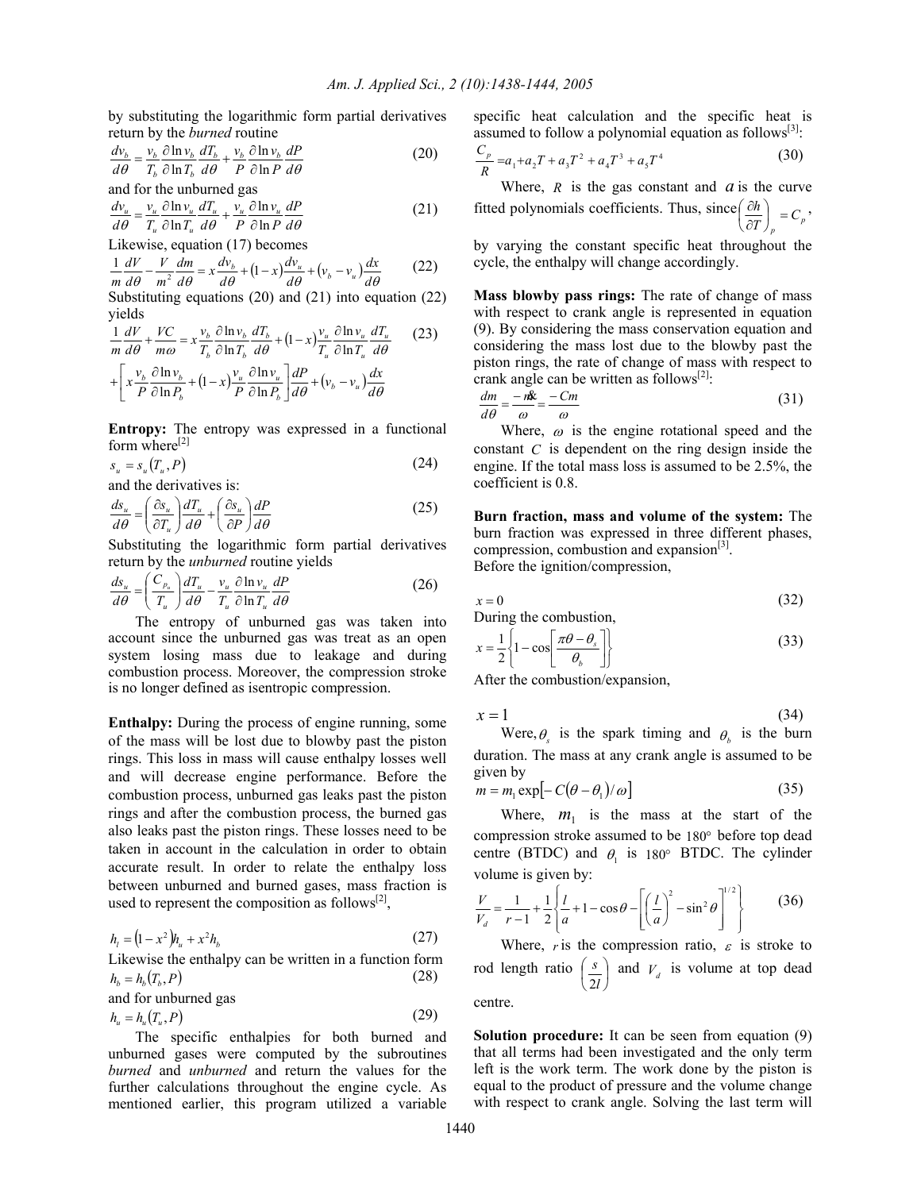by substituting the logarithmic form partial derivatives return by the *burned* routine

$$\frac{dv_b}{d\theta} = \frac{v_b}{T_b}\frac{\partial \ln v_b}{\partial \ln T_b}\frac{dT_b}{d\theta} + \frac{v_b}{P}\frac{\partial \ln v_b}{\partial \ln P}\frac{dP}{d\theta} \tag{20}$$

and for the unburned gas

$$\frac{dv_u}{d\theta} = \frac{v_u}{T_u}\frac{\partial \ln v_u}{\partial \ln T_u}\frac{dT_u}{d\theta} + \frac{v_u}{P}\frac{\partial \ln v_u}{\partial \ln P}\frac{dP}{d\theta} \tag{21}$$

Likewise, equation (17) becomes

$$\frac{1}{m}\frac{dV}{d\theta} - \frac{V}{m^2}\frac{dm}{d\theta} = x\frac{dv_b}{d\theta} + (1-x)\frac{dv_u}{d\theta} + (v_b - v_u)\frac{dx}{d\theta} \tag{22}$$

Substituting equations (20) and (21) into equation (22) yields

$$\frac{1}{m}\frac{dV}{d\theta} + \frac{VC}{m\omega} = x\frac{v_b}{T_b}\frac{\partial \ln v_b}{\partial \ln T_b}\frac{dT_b}{d\theta} + (1-x)\frac{v_u}{T_u}\frac{\partial \ln v_u}{\partial \ln T_u}\frac{dT_u}{d\theta} + \left[x\frac{v_b}{P}\frac{\partial \ln v_b}{\partial \ln P_b} + (1-x)\frac{v_u}{P}\frac{\partial \ln v_u}{\partial \ln P_b}\right]\frac{dP}{d\theta} + (v_b - v_u)\frac{dx}{d\theta} \tag{23}$$

**Entropy:** The entropy was expressed in a functional form where[2]

$$s_u = s_u(T_u, P) \tag{24}$$

and the derivatives is:

$$\frac{ds_u}{d\theta} = \left(\frac{\partial s_u}{\partial T_u}\right)\frac{dT_u}{d\theta} + \left(\frac{\partial s_u}{\partial P}\right)\frac{dP}{d\theta} \tag{25}$$

Substituting the logarithmic form partial derivatives return by the *unburned* routine yields

$$\frac{ds_u}{d\theta} = \left(\frac{C_{p_u}}{T_u}\right)\frac{dT_u}{d\theta} - \frac{v_u}{T_u}\frac{\partial \ln v_u}{\partial \ln T_u}\frac{dP}{d\theta} \tag{26}$$

The entropy of unburned gas was taken into account since the unburned gas was treat as an open system losing mass due to leakage and during combustion process. Moreover, the compression stroke is no longer defined as isentropic compression.

**Enthalpy:** During the process of engine running, some of the mass will be lost due to blowby past the piston rings. This loss in mass will cause enthalpy losses well and will decrease engine performance. Before the combustion process, unburned gas leaks past the piston rings and after the combustion process, the burned gas also leaks past the piston rings. These losses need to be taken in account in the calculation in order to obtain accurate result. In order to relate the enthalpy loss between unburned and burned gases, mass fraction is used to represent the composition as follows[2],

$$h_l = (1 - x^2)h_u + x^2 h_b \tag{27}$$

Likewise the enthalpy can be written in a function form

$$h_b = h_b(T_b, P) \tag{28}$$

and for unburned gas

$$h_u = h_u(T_u, P) \tag{29}$$

The specific enthalpies for both burned and unburned gases were computed by the subroutines *burned* and *unburned* and return the values for the further calculations throughout the engine cycle. As mentioned earlier, this program utilized a variable specific heat calculation and the specific heat is assumed to follow a polynomial equation as follows[3]:

$$\frac{C_p}{R} = a_1 + a_2 T + a_3 T^2 + a_4 T^3 + a_5 T^4 \tag{30}$$

Where, $R$ is the gas constant and $a$ is the curve fitted polynomials coefficients. Thus, since $\left(\frac{\partial h}{\partial T}\right)_p = C_p$, by varying the constant specific heat throughout the cycle, the enthalpy will change accordingly.

**Mass blowby pass rings:** The rate of change of mass with respect to crank angle is represented in equation (9). By considering the mass conservation equation and considering the mass lost due to the blowby past the piston rings, the rate of change of mass with respect to crank angle can be written as follows[2]:

$$\frac{dm}{d\theta} = \frac{-\dot{m}}{\omega} = \frac{-Cm}{\omega} \tag{31}$$

Where, $\omega$ is the engine rotational speed and the constant $C$ is dependent on the ring design inside the engine. If the total mass loss is assumed to be 2.5%, the coefficient is 0.8.

**Burn fraction, mass and volume of the system:** The burn fraction was expressed in three different phases, compression, combustion and expansion[3].

Before the ignition/compression,

$$x = 0 \tag{32}$$

During the combustion,

$$x = \frac{1}{2}\left\{1 - \cos\left[\frac{\pi\theta - \theta_s}{\theta_b}\right]\right\} \tag{33}$$

After the combustion/expansion,

$$x = 1 \tag{34}$$

Were, $\theta_s$ is the spark timing and $\theta_b$ is the burn duration. The mass at any crank angle is assumed to be given by

$$m = m_1 \exp[-C(\theta - \theta_1)/\omega] \tag{35}$$

Where, $m_1$ is the mass at the start of the compression stroke assumed to be $180°$ before top dead centre (BTDC) and $\theta_1$ is $180°$ BTDC. The cylinder volume is given by:

$$\frac{V}{V_d} = \frac{1}{r-1} + \frac{1}{2}\left\{\frac{l}{a} + 1 - \cos\theta - \left[\left(\frac{l}{a}\right)^2 - \sin^2\theta\right]^{1/2}\right\} \tag{36}$$

Where, $r$ is the compression ratio, $\varepsilon$ is stroke to rod length ratio $\left(\frac{s}{2l}\right)$ and $V_d$ is volume at top dead centre.

**Solution procedure:** It can be seen from equation (9) that all terms had been investigated and the only term left is the work term. The work done by the piston is equal to the product of pressure and the volume change with respect to crank angle. Solving the last term will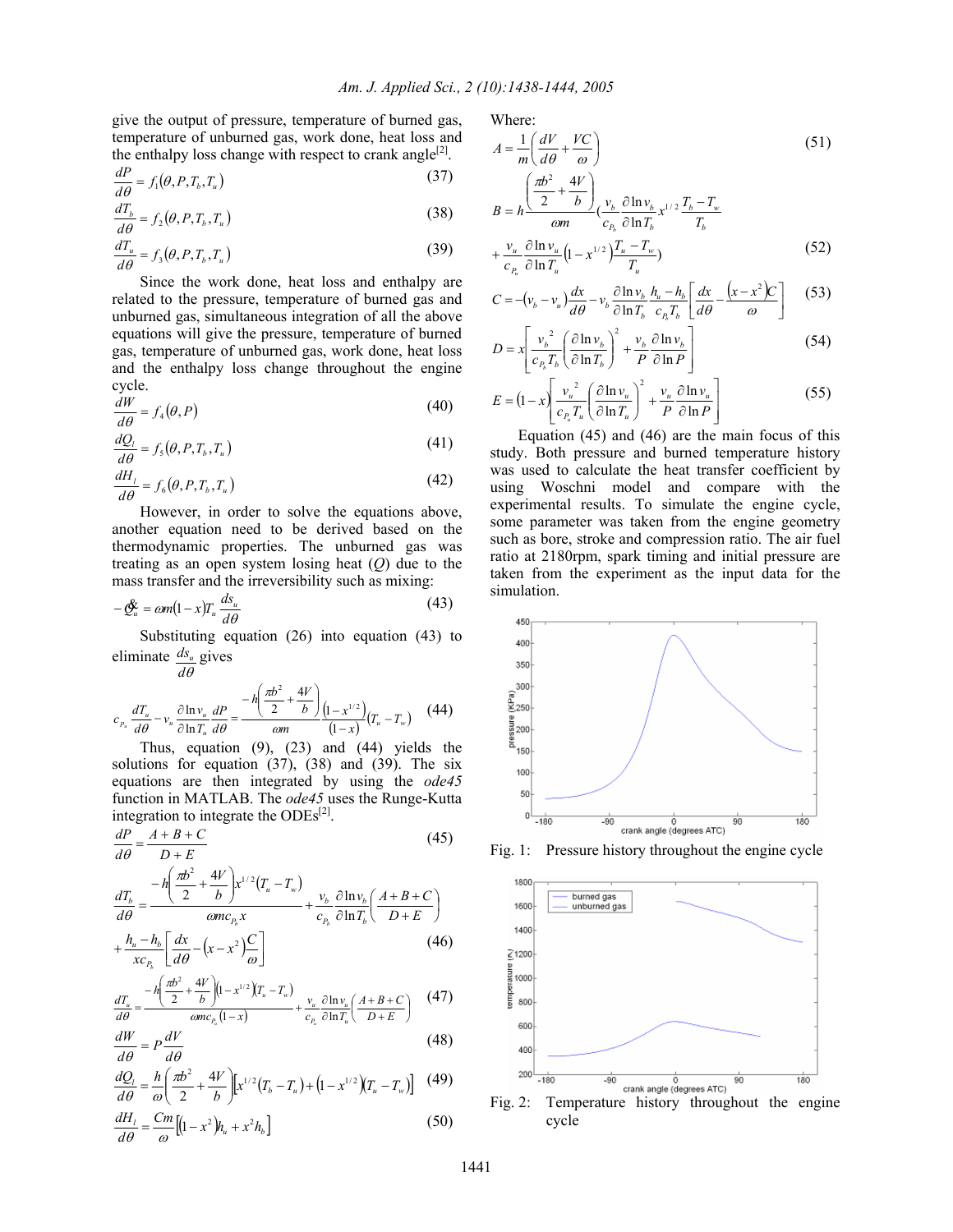give the output of pressure, temperature of burned gas, temperature of unburned gas, work done, heat loss and the enthalpy loss change with respect to crank angle[2].

$$\frac{dP}{d\theta} = f_1(\theta, P, T_b, T_u) \tag{37}$$

$$\frac{dT_b}{d\theta} = f_2(\theta, P, T_b, T_u) \tag{38}$$

$$\frac{dT_u}{d\theta} = f_3(\theta, P, T_b, T_u) \tag{39}$$

Since the work done, heat loss and enthalpy are related to the pressure, temperature of burned gas and unburned gas, simultaneous integration of all the above equations will give the pressure, temperature of burned gas, temperature of unburned gas, work done, heat loss and the enthalpy loss change throughout the engine cycle.

$$\frac{dW}{d\theta} = f_4(\theta, P) \tag{40}$$

$$\frac{dQ_l}{d\theta} = f_5(\theta, P, T_b, T_u) \tag{41}$$

$$\frac{dH_l}{d\theta} = f_6(\theta, P, T_b, T_u) \tag{42}$$

However, in order to solve the equations above, another equation need to be derived based on the thermodynamic properties. The unburned gas was treating as an open system losing heat ($Q$) due to the mass transfer and the irreversibility such as mixing:

$$-\dot{Q}_u = \omega m (1-x) T_u \frac{ds_u}{d\theta} \tag{43}$$

Substituting equation (26) into equation (43) to eliminate $\frac{ds_u}{d\theta}$ gives

$$c_{P_u} \frac{dT_u}{d\theta} - v_u \frac{\partial \ln v_u}{\partial \ln T_u} \frac{dP}{d\theta} = \frac{-h\left(\frac{\pi b^2}{2} + \frac{4V}{b}\right)}{\omega m} \frac{\left(1 - x^{1/2}\right)}{(1-x)} (T_u - T_w) \tag{44}$$

Thus, equation (9), (23) and (44) yields the solutions for equation (37), (38) and (39). The six equations are then integrated by using the *ode45* function in MATLAB. The *ode45* uses the Runge-Kutta integration to integrate the ODEs[2].

$$\frac{dP}{d\theta} = \frac{A + B + C}{D + E} \tag{45}$$

$$\frac{dT_b}{d\theta} = \frac{-h\left(\frac{\pi b^2}{2} + \frac{4V}{b}\right) x^{1/2} (T_u - T_w)}{\omega m c_{P_b} x} + \frac{v_b}{c_{P_b}} \frac{\partial \ln v_b}{\partial \ln T_b} \left(\frac{A+B+C}{D+E}\right) + \frac{h_u - h_b}{x c_{P_b}} \left[\frac{dx}{d\theta} - \left(x - x^2\right)\frac{C}{\omega}\right] \tag{46}$$

$$\frac{dT_u}{d\theta} = \frac{-h\left(\frac{\pi b^2}{2} + \frac{4V}{b}\right)\left(1 - x^{1/2}\right)(T_u - T_w)}{\omega m c_{P_u} (1-x)} + \frac{v_u}{c_{P_u}} \frac{\partial \ln v_u}{\partial \ln T_u} \left(\frac{A+B+C}{D+E}\right) \tag{47}$$

$$\frac{dW}{d\theta} = P \frac{dV}{d\theta} \tag{48}$$

$$\frac{dQ_l}{d\theta} = \frac{h}{\omega}\left(\frac{\pi b^2}{2} + \frac{4V}{b}\right)\left[x^{1/2}(T_b - T_u) + \left(1 - x^{1/2}\right)(T_u - T_w)\right] \tag{49}$$

$$\frac{dH_l}{d\theta} = \frac{Cm}{\omega}\left[\left(1 - x^2\right) h_u + x^2 h_b\right] \tag{50}$$

Where:

$$A = \frac{1}{m}\left(\frac{dV}{d\theta} + \frac{VC}{\omega}\right) \tag{51}$$

$$B = h \frac{\left(\frac{\pi b^2}{2} + \frac{4V}{b}\right)}{\omega m}\left(\frac{v_b}{c_{P_b}} \frac{\partial \ln v_b}{\partial \ln T_b} x^{1/2} \frac{T_b - T_w}{T_b} + \frac{v_u}{c_{P_u}} \frac{\partial \ln v_u}{\partial \ln T_u}\left(1 - x^{1/2}\right)\frac{T_u - T_w}{T_u}\right) \tag{52}$$

$$C = -(v_b - v_u)\frac{dx}{d\theta} - v_b \frac{\partial \ln v_b}{\partial \ln T_b} \frac{h_u - h_b}{c_{P_b} T_b}\left[\frac{dx}{d\theta} - \frac{\left(x - x^2\right) C}{\omega}\right] \tag{53}$$

$$D = x\left[\frac{v_b^2}{c_{P_b} T_b}\left(\frac{\partial \ln v_b}{\partial \ln T_b}\right)^2 + \frac{v_b}{P}\frac{\partial \ln v_b}{\partial \ln P}\right] \tag{54}$$

$$E = (1-x)\left[\frac{v_u^2}{c_{P_u} T_u}\left(\frac{\partial \ln v_u}{\partial \ln T_u}\right)^2 + \frac{v_u}{P}\frac{\partial \ln v_u}{\partial \ln P}\right] \tag{55}$$

Equation (45) and (46) are the main focus of this study. Both pressure and burned temperature history was used to calculate the heat transfer coefficient by using Woschni model and compare with the experimental results. To simulate the engine cycle, some parameter was taken from the engine geometry such as bore, stroke and compression ratio. The air fuel ratio at 2180rpm, spark timing and initial pressure are taken from the experiment as the input data for the simulation.

Fig. 1: Pressure history throughout the engine cycle

Fig. 2: Temperature history throughout the engine cycle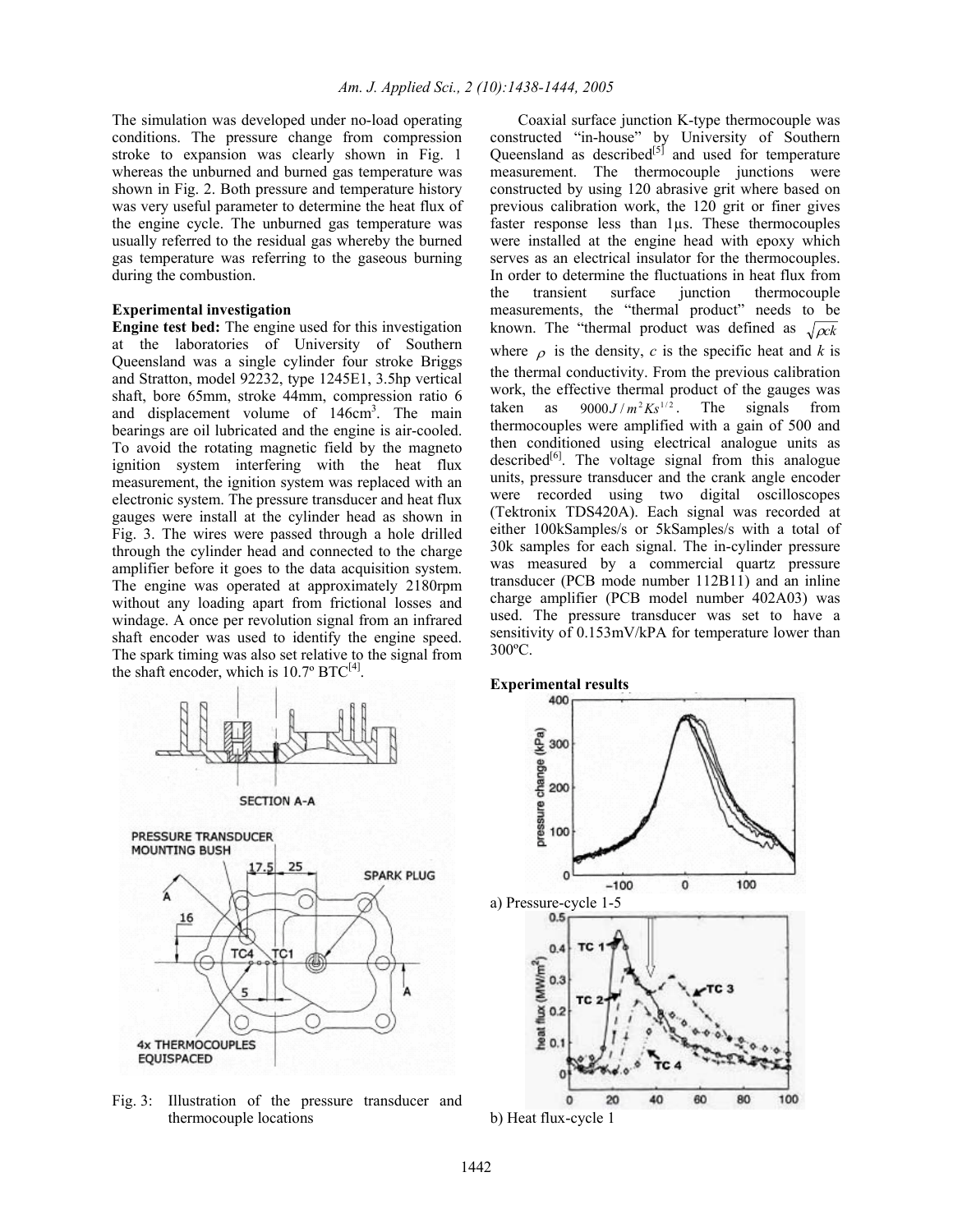The simulation was developed under no-load operating conditions. The pressure change from compression stroke to expansion was clearly shown in Fig. 1 whereas the unburned and burned gas temperature was shown in Fig. 2. Both pressure and temperature history was very useful parameter to determine the heat flux of the engine cycle. The unburned gas temperature was usually referred to the residual gas whereby the burned gas temperature was referring to the gaseous burning during the combustion.

**Experimental investigation**

**Engine test bed:** The engine used for this investigation at the laboratories of University of Southern Queensland was a single cylinder four stroke Briggs and Stratton, model 92232, type 1245E1, 3.5hp vertical shaft, bore 65mm, stroke 44mm, compression ratio 6 and displacement volume of 146cm$^3$. The main bearings are oil lubricated and the engine is air-cooled. To avoid the rotating magnetic field by the magneto ignition system interfering with the heat flux measurement, the ignition system was replaced with an electronic system. The pressure transducer and heat flux gauges were install at the cylinder head as shown in Fig. 3. The wires were passed through a hole drilled through the cylinder head and connected to the charge amplifier before it goes to the data acquisition system. The engine was operated at approximately 2180rpm without any loading apart from frictional losses and windage. A once per revolution signal from an infrared shaft encoder was used to identify the engine speed. The spark timing was also set relative to the signal from the shaft encoder, which is 10.7º BTC[4].

Fig. 3: Illustration of the pressure transducer and thermocouple locations

Coaxial surface junction K-type thermocouple was constructed "in-house" by University of Southern Queensland as described[5] and used for temperature measurement. The thermocouple junctions were constructed by using 120 abrasive grit where based on previous calibration work, the 120 grit or finer gives faster response less than 1μs. These thermocouples were installed at the engine head with epoxy which serves as an electrical insulator for the thermocouples. In order to determine the fluctuations in heat flux from the transient surface junction thermocouple measurements, the "thermal product" needs to be known. The "thermal product was defined as $\sqrt{\rho c k}$ where $\rho$ is the density, $c$ is the specific heat and $k$ is the thermal conductivity. From the previous calibration work, the effective thermal product of the gauges was taken as $9000 J/m^2 K s^{1/2}$. The signals from thermocouples were amplified with a gain of 500 and then conditioned using electrical analogue units as described[6]. The voltage signal from this analogue units, pressure transducer and the crank angle encoder were recorded using two digital oscilloscopes (Tektronix TDS420A). Each signal was recorded at either 100kSamples/s or 5kSamples/s with a total of 30k samples for each signal. The in-cylinder pressure was measured by a commercial quartz pressure transducer (PCB mode number 112B11) and an inline charge amplifier (PCB model number 402A03) was used. The pressure transducer was set to have a sensitivity of 0.153mV/kPA for temperature lower than 300ºC.

**Experimental results**

a) Pressure-cycle 1-5

b) Heat flux-cycle 1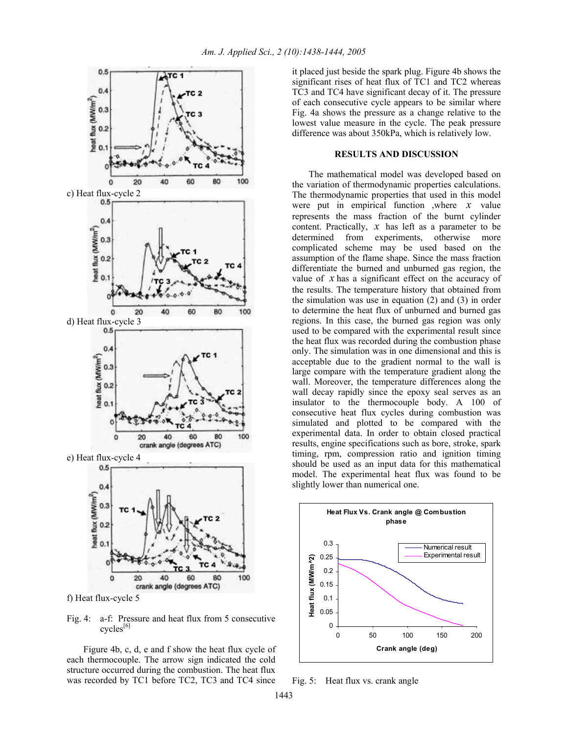c) Heat flux-cycle 2

d) Heat flux-cycle 3

e) Heat flux-cycle 4

f) Heat flux-cycle 5

Fig. 4: a-f: Pressure and heat flux from 5 consecutive cycles[6]

Figure 4b, c, d, e and f show the heat flux cycle of each thermocouple. The arrow sign indicated the cold structure occurred during the combustion. The heat flux was recorded by TC1 before TC2, TC3 and TC4 since it placed just beside the spark plug. Figure 4b shows the significant rises of heat flux of TC1 and TC2 whereas TC3 and TC4 have significant decay of it. The pressure of each consecutive cycle appears to be similar where Fig. 4a shows the pressure as a change relative to the lowest value measure in the cycle. The peak pressure difference was about 350kPa, which is relatively low.

## RESULTS AND DISCUSSION

The mathematical model was developed based on the variation of thermodynamic properties calculations. The thermodynamic properties that used in this model were put in empirical function ,where $x$ value represents the mass fraction of the burnt cylinder content. Practically, $x$ has left as a parameter to be determined from experiments, otherwise more complicated scheme may be used based on the assumption of the flame shape. Since the mass fraction differentiate the burned and unburned gas region, the value of $x$ has a significant effect on the accuracy of the results. The temperature history that obtained from the simulation was use in equation (2) and (3) in order to determine the heat flux of unburned and burned gas regions. In this case, the burned gas region was only used to be compared with the experimental result since the heat flux was recorded during the combustion phase only. The simulation was in one dimensional and this is acceptable due to the gradient normal to the wall is large compare with the temperature gradient along the wall. Moreover, the temperature differences along the wall decay rapidly since the epoxy seal serves as an insulator to the thermocouple body. A 100 of consecutive heat flux cycles during combustion was simulated and plotted to be compared with the experimental data. In order to obtain closed practical results, engine specifications such as bore, stroke, spark timing, rpm, compression ratio and ignition timing should be used as an input data for this mathematical model. The experimental heat flux was found to be slightly lower than numerical one.

Fig. 5: Heat flux vs. crank angle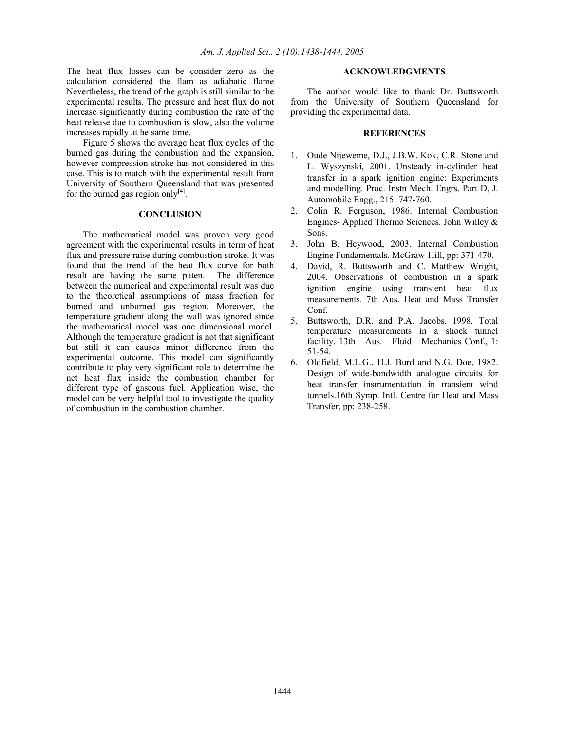The heat flux losses can be consider zero as the calculation considered the flam as adiabatic flame Nevertheless, the trend of the graph is still similar to the experimental results. The pressure and heat flux do not increase significantly during combustion the rate of the heat release due to combustion is slow, also the volume increases rapidly at he same time.

Figure 5 shows the average heat flux cycles of the burned gas during the combustion and the expansion, however compression stroke has not considered in this case. This is to match with the experimental result from University of Southern Queensland that was presented for the burned gas region only[4].

## CONCLUSION

The mathematical model was proven very good agreement with the experimental results in term of heat flux and pressure raise during combustion stroke. It was found that the trend of the heat flux curve for both result are having the same paten. The difference between the numerical and experimental result was due to the theoretical assumptions of mass fraction for burned and unburned gas region. Moreover, the temperature gradient along the wall was ignored since the mathematical model was one dimensional model. Although the temperature gradient is not that significant but still it can causes minor difference from the experimental outcome. This model can significantly contribute to play very significant role to determine the net heat flux inside the combustion chamber for different type of gaseous fuel. Application wise, the model can be very helpful tool to investigate the quality of combustion in the combustion chamber.

## ACKNOWLEDGMENTS

The author would like to thank Dr. Buttsworth from the University of Southern Queensland for providing the experimental data.

## REFERENCES

1. Oude Nijeweme, D.J., J.B.W. Kok, C.R. Stone and L. Wyszynski, 2001. Unsteady in-cylinder heat transfer in a spark ignition engine: Experiments and modelling. Proc. Instn Mech. Engrs. Part D, J. Automobile Engg., 215: 747-760.
2. Colin R. Ferguson, 1986. Internal Combustion Engines- Applied Thermo Sciences. John Willey & Sons.
3. John B. Heywood, 2003. Internal Combustion Engine Fundamentals. McGraw-Hill, pp: 371-470.
4. David, R. Buttsworth and C. Matthew Wright, 2004. Observations of combustion in a spark ignition engine using transient heat flux measurements. 7th Aus. Heat and Mass Transfer Conf.
5. Buttsworth, D.R. and P.A. Jacobs, 1998. Total temperature measurements in a shock tunnel facility. 13th Aus. Fluid Mechanics Conf., 1: 51-54.
6. Oldfield, M.L.G., H.J. Burd and N.G. Doe, 1982. Design of wide-bandwidth analogue circuits for heat transfer instrumentation in transient wind tunnels.16th Symp. Intl. Centre for Heat and Mass Transfer, pp: 238-258.